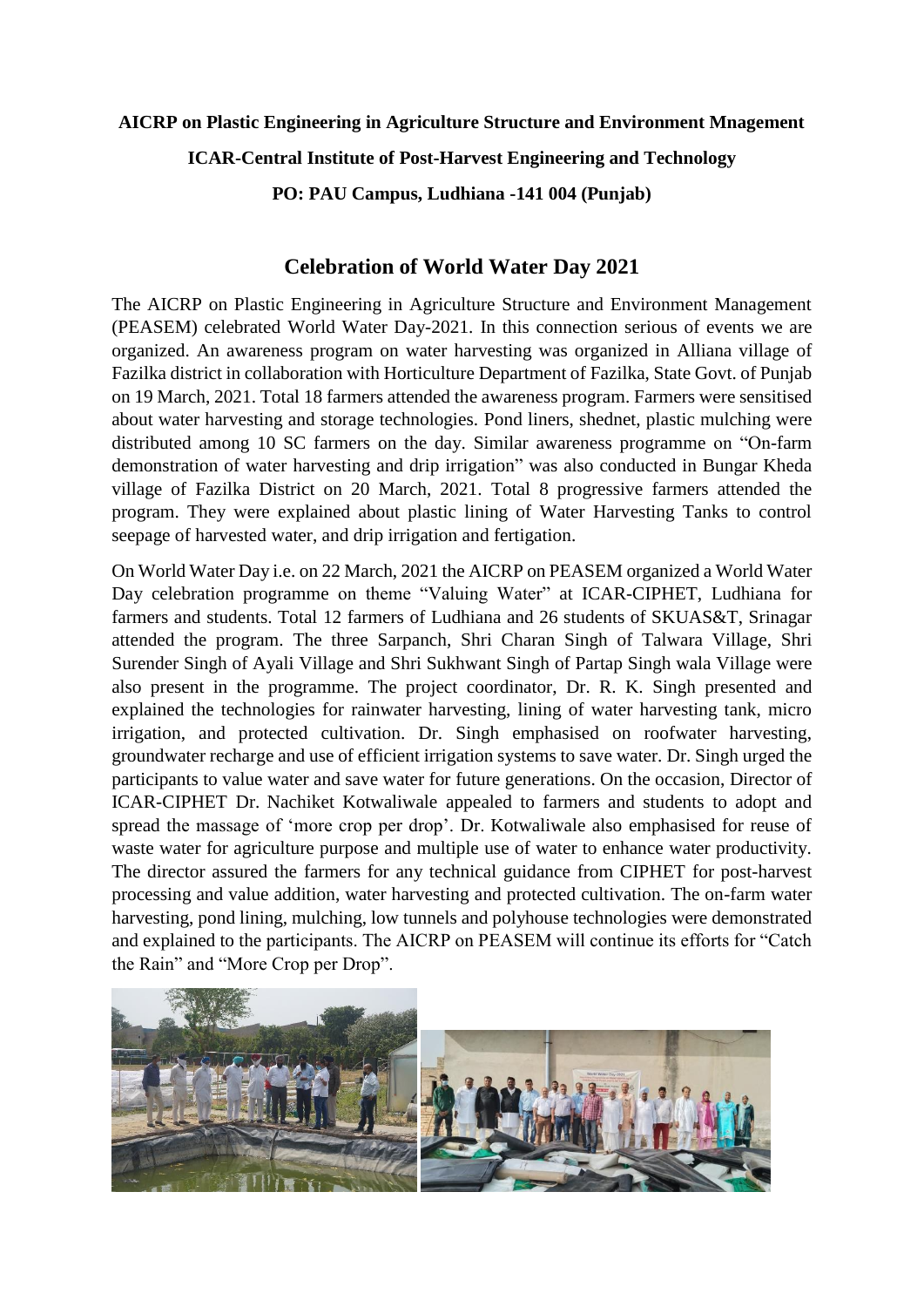**AICRP on Plastic Engineering in Agriculture Structure and Environment Mnagement**

**ICAR-Central Institute of Post-Harvest Engineering and Technology**

**PO: PAU Campus, Ludhiana -141 004 (Punjab)**

## Celebration of World Water Day 2021

The AICRP on Plastic Engineering in Agriculture Structure and Environment Management (PEASEM) celebrated World Water Day-2021. In this connection serious of events we are organized. An awareness program on water harvesting was organized in Alliana village of Fazilka district in collaboration with Horticulture Department of Fazilka, State Govt. of Punjab on 19 March, 2021. Total 18 farmers attended the awareness program. Farmers were sensitised about water harvesting and storage technologies. Pond liners, shednet, plastic mulching were distributed among 10 SC farmers on the day. Similar awareness programme on "On-farm demonstration of water harvesting and drip irrigation" was also conducted in Bungar Kheda village of Fazilka District on 20 March, 2021. Total 8 progressive farmers attended the program. They were explained about plastic lining of Water Harvesting Tanks to control seepage of harvested water, and drip irrigation and fertigation.

On World Water Day i.e. on 22 March, 2021 the AICRP on PEASEM organized a World Water Day celebration programme on theme "Valuing Water" at ICAR-CIPHET, Ludhiana for farmers and students. Total 12 farmers of Ludhiana and 26 students of SKUAS&T, Srinagar attended the program. The three Sarpanch, Shri Charan Singh of Talwara Village, Shri Surender Singh of Ayali Village and Shri Sukhwant Singh of Partap Singh wala Village were also present in the programme. The project coordinator, Dr. R. K. Singh presented and explained the technologies for rainwater harvesting, lining of water harvesting tank, micro irrigation, and protected cultivation. Dr. Singh emphasised on roofwater harvesting, groundwater recharge and use of efficient irrigation systems to save water. Dr. Singh urged the participants to value water and save water for future generations. On the occasion, Director of ICAR-CIPHET Dr. Nachiket Kotwaliwale appealed to farmers and students to adopt and spread the massage of 'more crop per drop'. Dr. Kotwaliwale also emphasised for reuse of waste water for agriculture purpose and multiple use of water to enhance water productivity. The director assured the farmers for any technical guidance from CIPHET for post-harvest processing and value addition, water harvesting and protected cultivation. The on-farm water harvesting, pond lining, mulching, low tunnels and polyhouse technologies were demonstrated and explained to the participants. The AICRP on PEASEM will continue its efforts for "Catch the Rain" and "More Crop per Drop".